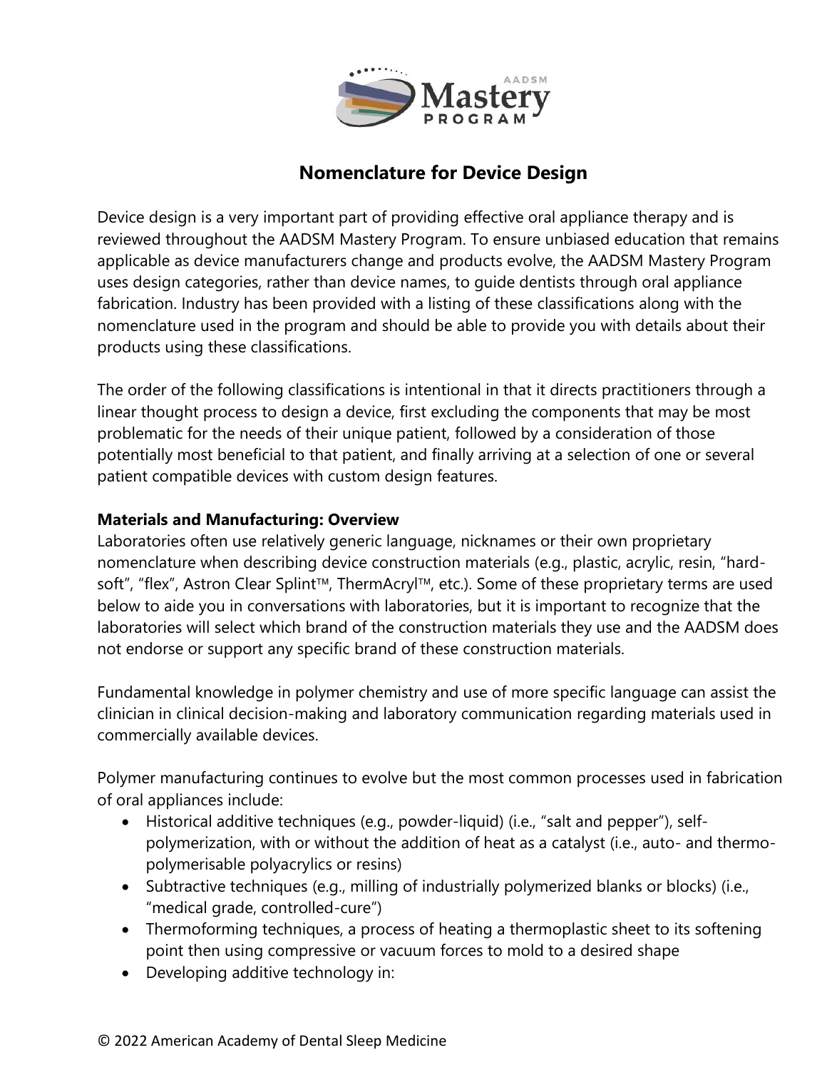# Nomenclature for Device Design

Device design is a very important part of providing effective oral appliance therapy and is reviewed throughout the AADSM Mastery Program. To ensure unbiased education that remains applicable as device manufacturers change and products evolve, the AADSM Mastery Program uses design categories, rather than device names, to guide dentists through oral appliance fabrication. Industry has been provided with a listing of these classifications along with the nomenclature used in the program and should be able to provide you with details about their products using these classifications.

The order of the following classifications is intentional in that it directs practitioners through a linear thought process to design a device, first excluding the components that may be most problematic for the needs of their unique patient, followed by a consideration of those potentially most beneficial to that patient, and finally arriving at a selection of one or several patient compatible devices with custom design features.

**Materials and Manufacturing: Overview**

Laboratories often use relatively generic language, nicknames or their own proprietary nomenclature when describing device construction materials (e.g., plastic, acrylic, resin, "hard-soft", "flex", Astron Clear Splint™, ThermAcryl™, etc.). Some of these proprietary terms are used below to aide you in conversations with laboratories, but it is important to recognize that the laboratories will select which brand of the construction materials they use and the AADSM does not endorse or support any specific brand of these construction materials.

Fundamental knowledge in polymer chemistry and use of more specific language can assist the clinician in clinical decision-making and laboratory communication regarding materials used in commercially available devices.

Polymer manufacturing continues to evolve but the most common processes used in fabrication of oral appliances include:

- Historical additive techniques (e.g., powder-liquid) (i.e., "salt and pepper"), self-polymerization, with or without the addition of heat as a catalyst (i.e., auto- and thermo-polymerisable polyacrylics or resins)
- Subtractive techniques (e.g., milling of industrially polymerized blanks or blocks) (i.e., "medical grade, controlled-cure")
- Thermoforming techniques, a process of heating a thermoplastic sheet to its softening point then using compressive or vacuum forces to mold to a desired shape
- Developing additive technology in: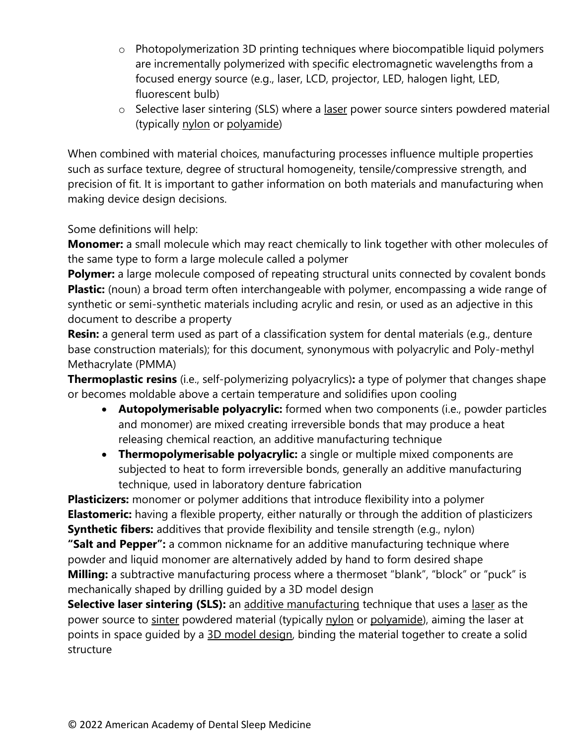- Photopolymerization 3D printing techniques where biocompatible liquid polymers are incrementally polymerized with specific electromagnetic wavelengths from a focused energy source (e.g., laser, LCD, projector, LED, halogen light, LED, fluorescent bulb)
- Selective laser sintering (SLS) where a laser power source sinters powdered material (typically nylon or polyamide)

When combined with material choices, manufacturing processes influence multiple properties such as surface texture, degree of structural homogeneity, tensile/compressive strength, and precision of fit. It is important to gather information on both materials and manufacturing when making device design decisions.

Some definitions will help:

**Monomer:** a small molecule which may react chemically to link together with other molecules of the same type to form a large molecule called a polymer

**Polymer:** a large molecule composed of repeating structural units connected by covalent bonds

**Plastic:** (noun) a broad term often interchangeable with polymer, encompassing a wide range of synthetic or semi-synthetic materials including acrylic and resin, or used as an adjective in this document to describe a property

**Resin:** a general term used as part of a classification system for dental materials (e.g., denture base construction materials); for this document, synonymous with polyacrylic and Poly-methyl Methacrylate (PMMA)

**Thermoplastic resins** (i.e., self-polymerizing polyacrylics)**:** a type of polymer that changes shape or becomes moldable above a certain temperature and solidifies upon cooling

- **Autopolymerisable polyacrylic:** formed when two components (i.e., powder particles and monomer) are mixed creating irreversible bonds that may produce a heat releasing chemical reaction, an additive manufacturing technique
- **Thermopolymerisable polyacrylic:** a single or multiple mixed components are subjected to heat to form irreversible bonds, generally an additive manufacturing technique, used in laboratory denture fabrication

**Plasticizers:** monomer or polymer additions that introduce flexibility into a polymer

**Elastomeric:** having a flexible property, either naturally or through the addition of plasticizers

**Synthetic fibers:** additives that provide flexibility and tensile strength (e.g., nylon)

**"Salt and Pepper":** a common nickname for an additive manufacturing technique where powder and liquid monomer are alternatively added by hand to form desired shape

**Milling:** a subtractive manufacturing process where a thermoset "blank", "block" or "puck" is mechanically shaped by drilling guided by a 3D model design

**Selective laser sintering (SLS):** an additive manufacturing technique that uses a laser as the power source to sinter powdered material (typically nylon or polyamide), aiming the laser at points in space guided by a 3D model design, binding the material together to create a solid structure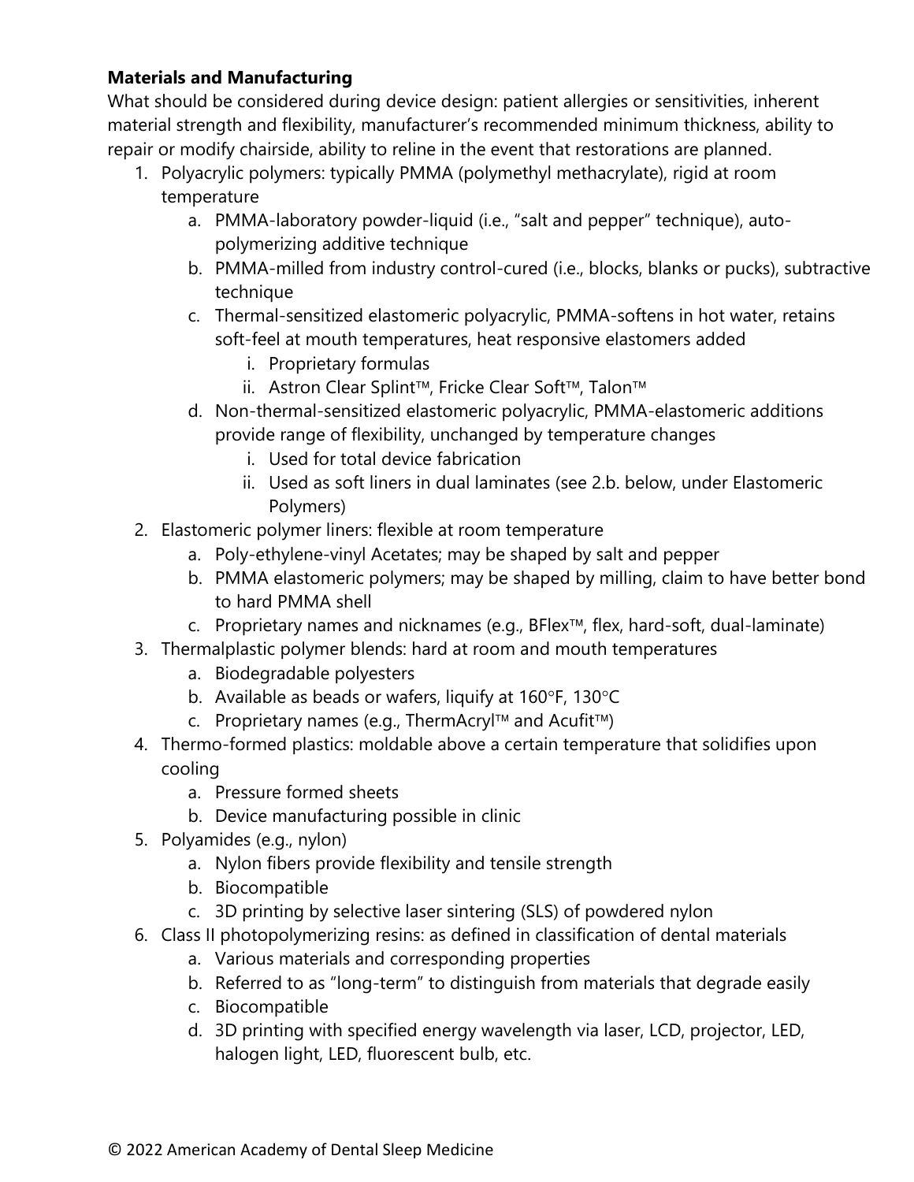**Materials and Manufacturing**

What should be considered during device design: patient allergies or sensitivities, inherent material strength and flexibility, manufacturer's recommended minimum thickness, ability to repair or modify chairside, ability to reline in the event that restorations are planned.

1. Polyacrylic polymers: typically PMMA (polymethyl methacrylate), rigid at room temperature
   a. PMMA-laboratory powder-liquid (i.e., "salt and pepper" technique), auto-polymerizing additive technique
   b. PMMA-milled from industry control-cured (i.e., blocks, blanks or pucks), subtractive technique
   c. Thermal-sensitized elastomeric polyacrylic, PMMA-softens in hot water, retains soft-feel at mouth temperatures, heat responsive elastomers added
      i. Proprietary formulas
      ii. Astron Clear Splint™, Fricke Clear Soft™, Talon™
   d. Non-thermal-sensitized elastomeric polyacrylic, PMMA-elastomeric additions provide range of flexibility, unchanged by temperature changes
      i. Used for total device fabrication
      ii. Used as soft liners in dual laminates (see 2.b. below, under Elastomeric Polymers)
2. Elastomeric polymer liners: flexible at room temperature
   a. Poly-ethylene-vinyl Acetates; may be shaped by salt and pepper
   b. PMMA elastomeric polymers; may be shaped by milling, claim to have better bond to hard PMMA shell
   c. Proprietary names and nicknames (e.g., BFlex™, flex, hard-soft, dual-laminate)
3. Thermalplastic polymer blends: hard at room and mouth temperatures
   a. Biodegradable polyesters
   b. Available as beads or wafers, liquify at 160°F, 130°C
   c. Proprietary names (e.g., ThermAcryl™ and Acufit™)
4. Thermo-formed plastics: moldable above a certain temperature that solidifies upon cooling
   a. Pressure formed sheets
   b. Device manufacturing possible in clinic
5. Polyamides (e.g., nylon)
   a. Nylon fibers provide flexibility and tensile strength
   b. Biocompatible
   c. 3D printing by selective laser sintering (SLS) of powdered nylon
6. Class II photopolymerizing resins: as defined in classification of dental materials
   a. Various materials and corresponding properties
   b. Referred to as "long-term" to distinguish from materials that degrade easily
   c. Biocompatible
   d. 3D printing with specified energy wavelength via laser, LCD, projector, LED, halogen light, LED, fluorescent bulb, etc.

© 2022 American Academy of Dental Sleep Medicine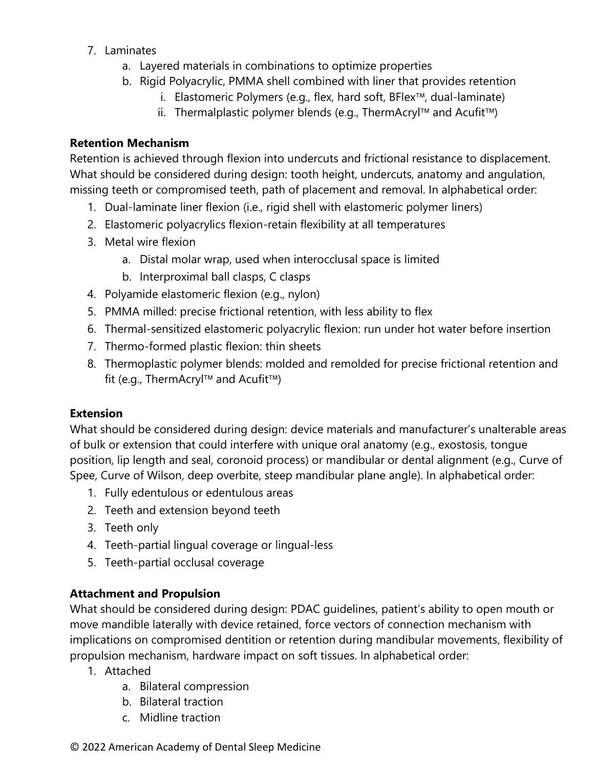7. Laminates
    a. Layered materials in combinations to optimize properties
    b. Rigid Polyacrylic, PMMA shell combined with liner that provides retention
        i. Elastomeric Polymers (e.g., flex, hard soft, BFlex™, dual-laminate)
        ii. Thermalplastic polymer blends (e.g., ThermAcryl™ and Acufit™)

**Retention Mechanism**

Retention is achieved through flexion into undercuts and frictional resistance to displacement. What should be considered during design: tooth height, undercuts, anatomy and angulation, missing teeth or compromised teeth, path of placement and removal. In alphabetical order:

1. Dual-laminate liner flexion (i.e., rigid shell with elastomeric polymer liners)
2. Elastomeric polyacrylics flexion-retain flexibility at all temperatures
3. Metal wire flexion
    a. Distal molar wrap, used when interocclusal space is limited
    b. Interproximal ball clasps, C clasps
4. Polyamide elastomeric flexion (e.g., nylon)
5. PMMA milled: precise frictional retention, with less ability to flex
6. Thermal-sensitized elastomeric polyacrylic flexion: run under hot water before insertion
7. Thermo-formed plastic flexion: thin sheets
8. Thermoplastic polymer blends: molded and remolded for precise frictional retention and fit (e.g., ThermAcryl™ and Acufit™)

**Extension**

What should be considered during design: device materials and manufacturer's unalterable areas of bulk or extension that could interfere with unique oral anatomy (e.g., exostosis, tongue position, lip length and seal, coronoid process) or mandibular or dental alignment (e.g., Curve of Spee, Curve of Wilson, deep overbite, steep mandibular plane angle). In alphabetical order:

1. Fully edentulous or edentulous areas
2. Teeth and extension beyond teeth
3. Teeth only
4. Teeth-partial lingual coverage or lingual-less
5. Teeth-partial occlusal coverage

**Attachment and Propulsion**

What should be considered during design: PDAC guidelines, patient's ability to open mouth or move mandible laterally with device retained, force vectors of connection mechanism with implications on compromised dentition or retention during mandibular movements, flexibility of propulsion mechanism, hardware impact on soft tissues. In alphabetical order:

1. Attached
    a. Bilateral compression
    b. Bilateral traction
    c. Midline traction

© 2022 American Academy of Dental Sleep Medicine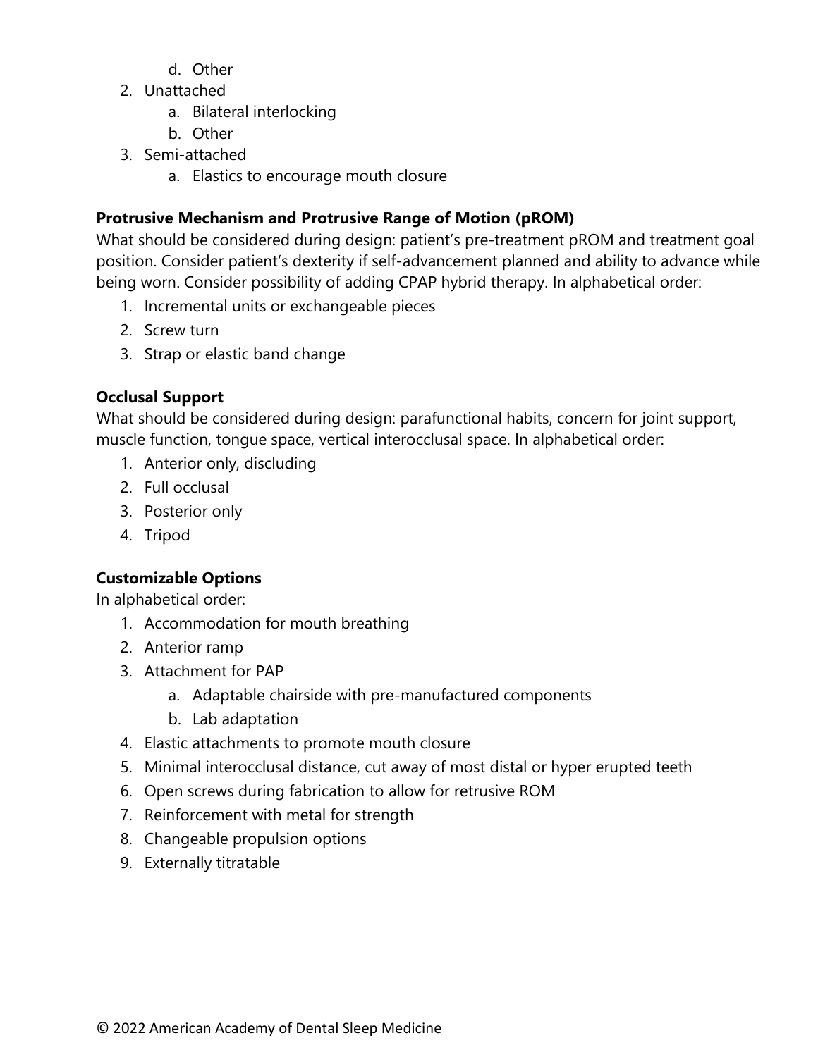d. Other
2. Unattached
   a. Bilateral interlocking
   b. Other
3. Semi-attached
   a. Elastics to encourage mouth closure

**Protrusive Mechanism and Protrusive Range of Motion (pROM)**
What should be considered during design: patient's pre-treatment pROM and treatment goal position. Consider patient's dexterity if self-advancement planned and ability to advance while being worn. Consider possibility of adding CPAP hybrid therapy. In alphabetical order:

1. Incremental units or exchangeable pieces
2. Screw turn
3. Strap or elastic band change

**Occlusal Support**
What should be considered during design: parafunctional habits, concern for joint support, muscle function, tongue space, vertical interocclusal space. In alphabetical order:

1. Anterior only, discluding
2. Full occlusal
3. Posterior only
4. Tripod

**Customizable Options**
In alphabetical order:

1. Accommodation for mouth breathing
2. Anterior ramp
3. Attachment for PAP
   a. Adaptable chairside with pre-manufactured components
   b. Lab adaptation
4. Elastic attachments to promote mouth closure
5. Minimal interocclusal distance, cut away of most distal or hyper erupted teeth
6. Open screws during fabrication to allow for retrusive ROM
7. Reinforcement with metal for strength
8. Changeable propulsion options
9. Externally titratable

© 2022 American Academy of Dental Sleep Medicine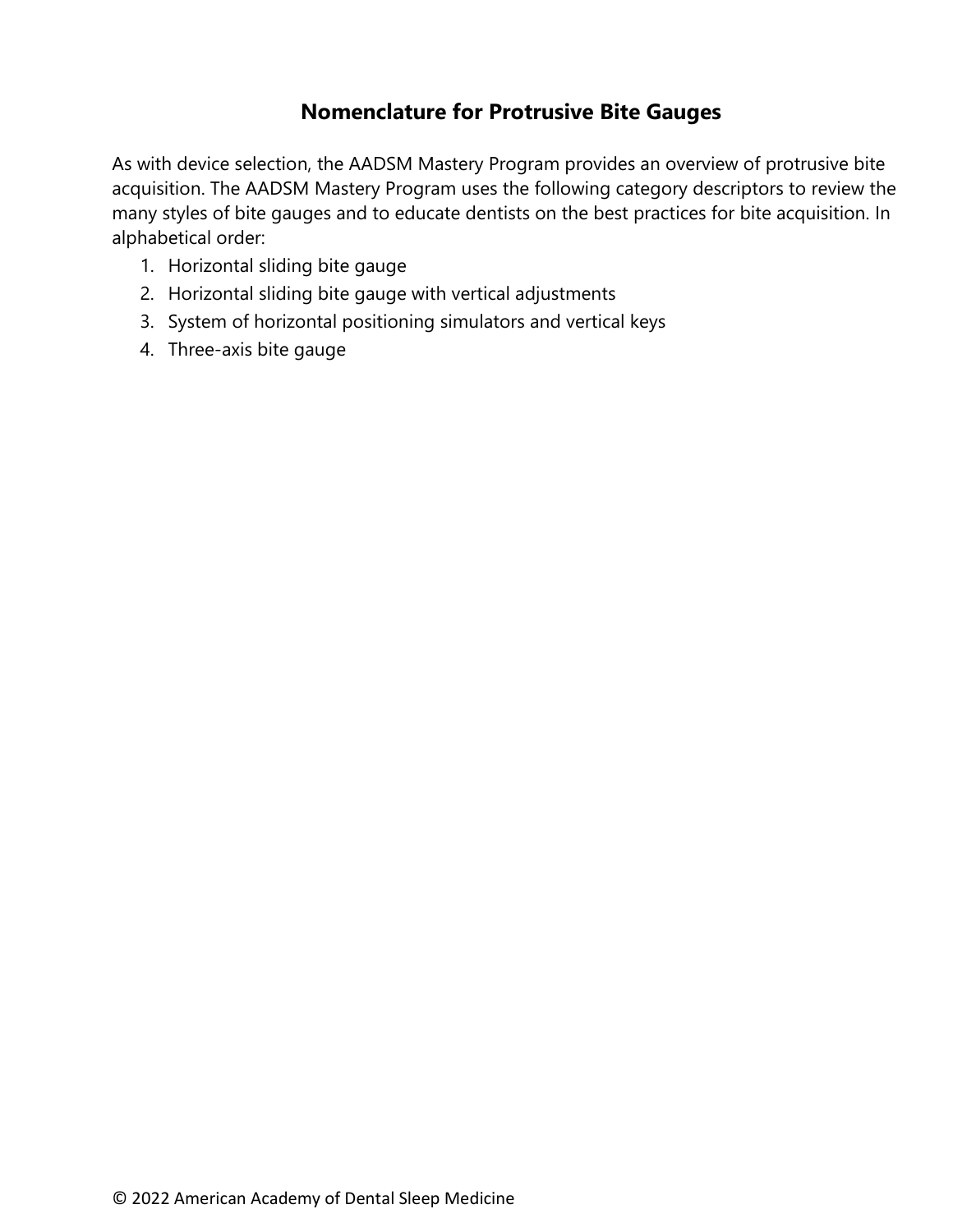## Nomenclature for Protrusive Bite Gauges

As with device selection, the AADSM Mastery Program provides an overview of protrusive bite acquisition. The AADSM Mastery Program uses the following category descriptors to review the many styles of bite gauges and to educate dentists on the best practices for bite acquisition. In alphabetical order:

1. Horizontal sliding bite gauge
2. Horizontal sliding bite gauge with vertical adjustments
3. System of horizontal positioning simulators and vertical keys
4. Three-axis bite gauge

© 2022 American Academy of Dental Sleep Medicine